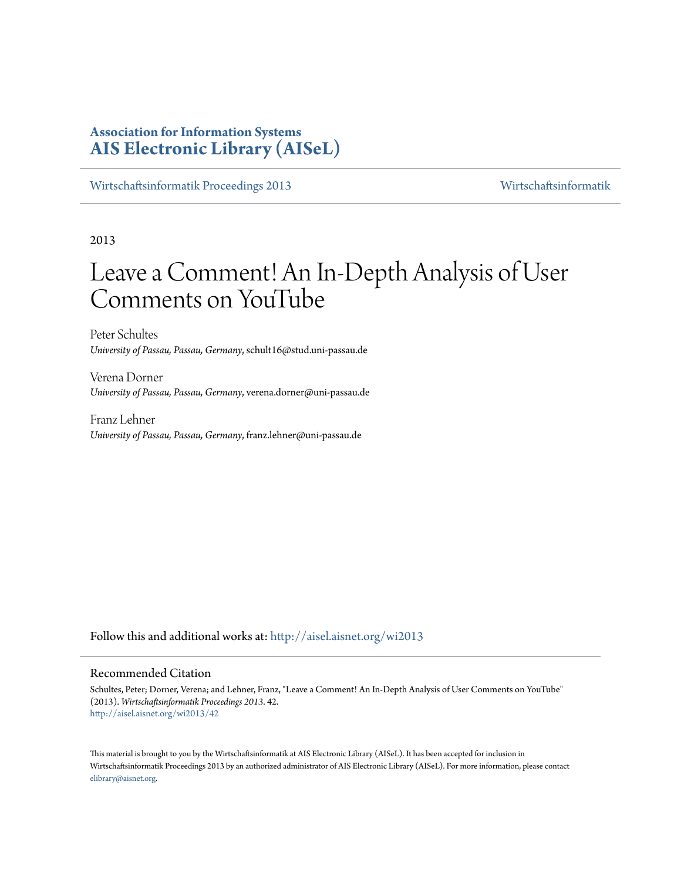**Association for Information Systems**
**AIS Electronic Library (AISeL)**

Wirtschaftsinformatik Proceedings 2013 | Wirtschaftsinformatik

2013

# Leave a Comment! An In-Depth Analysis of User Comments on YouTube

Peter Schultes
*University of Passau, Passau, Germany*, schult16@stud.uni-passau.de

Verena Dorner
*University of Passau, Passau, Germany*, verena.dorner@uni-passau.de

Franz Lehner
*University of Passau, Passau, Germany*, franz.lehner@uni-passau.de

Follow this and additional works at: http://aisel.aisnet.org/wi2013

## Recommended Citation

Schultes, Peter; Dorner, Verena; and Lehner, Franz, "Leave a Comment! An In-Depth Analysis of User Comments on YouTube" (2013). *Wirtschaftsinformatik Proceedings 2013*. 42.
http://aisel.aisnet.org/wi2013/42

This material is brought to you by the Wirtschaftsinformatik at AIS Electronic Library (AISeL). It has been accepted for inclusion in Wirtschaftsinformatik Proceedings 2013 by an authorized administrator of AIS Electronic Library (AISeL). For more information, please contact elibrary@aisnet.org.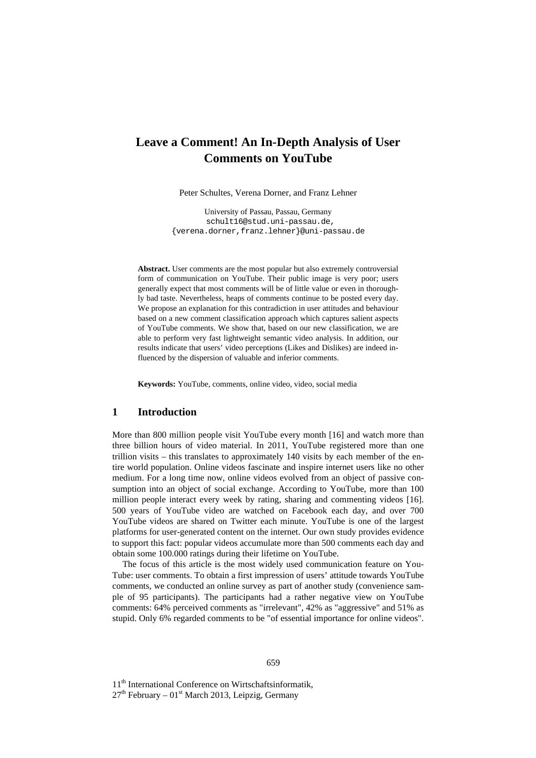# Leave a Comment! An In-Depth Analysis of User Comments on YouTube

Peter Schultes, Verena Dorner, and Franz Lehner

University of Passau, Passau, Germany
schult16@stud.uni-passau.de,
{verena.dorner,franz.lehner}@uni-passau.de

**Abstract.** User comments are the most popular but also extremely controversial form of communication on YouTube. Their public image is very poor; users generally expect that most comments will be of little value or even in thoroughly bad taste. Nevertheless, heaps of comments continue to be posted every day. We propose an explanation for this contradiction in user attitudes and behaviour based on a new comment classification approach which captures salient aspects of YouTube comments. We show that, based on our new classification, we are able to perform very fast lightweight semantic video analysis. In addition, our results indicate that users' video perceptions (Likes and Dislikes) are indeed influenced by the dispersion of valuable and inferior comments.

**Keywords:** YouTube, comments, online video, video, social media

## 1 Introduction

More than 800 million people visit YouTube every month [16] and watch more than three billion hours of video material. In 2011, YouTube registered more than one trillion visits – this translates to approximately 140 visits by each member of the entire world population. Online videos fascinate and inspire internet users like no other medium. For a long time now, online videos evolved from an object of passive consumption into an object of social exchange. According to YouTube, more than 100 million people interact every week by rating, sharing and commenting videos [16]. 500 years of YouTube video are watched on Facebook each day, and over 700 YouTube videos are shared on Twitter each minute. YouTube is one of the largest platforms for user-generated content on the internet. Our own study provides evidence to support this fact: popular videos accumulate more than 500 comments each day and obtain some 100.000 ratings during their lifetime on YouTube.

The focus of this article is the most widely used communication feature on YouTube: user comments. To obtain a first impression of users' attitude towards YouTube comments, we conducted an online survey as part of another study (convenience sample of 95 participants). The participants had a rather negative view on YouTube comments: 64% perceived comments as "irrelevant", 42% as "aggressive" and 51% as stupid. Only 6% regarded comments to be "of essential importance for online videos".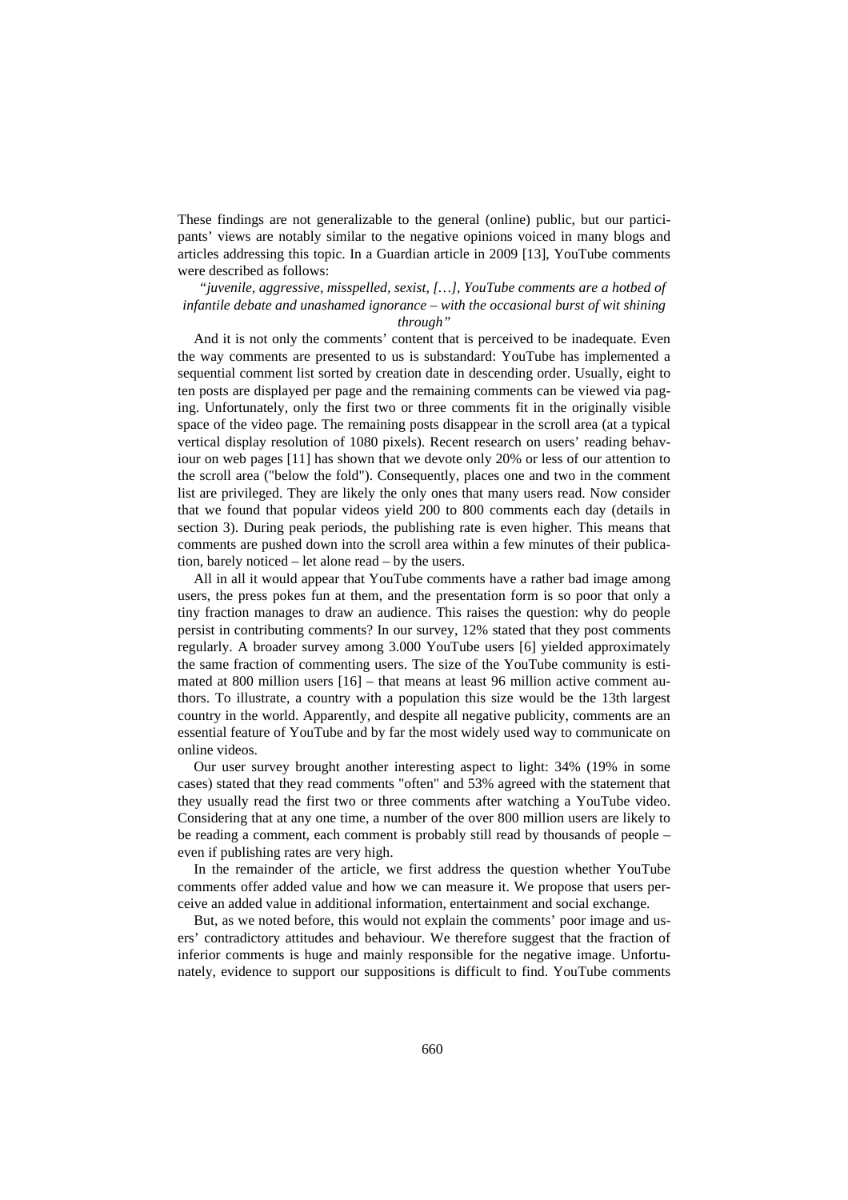These findings are not generalizable to the general (online) public, but our participants' views are notably similar to the negative opinions voiced in many blogs and articles addressing this topic. In a Guardian article in 2009 [13], YouTube comments were described as follows:

*"juvenile, aggressive, misspelled, sexist, […], YouTube comments are a hotbed of infantile debate and unashamed ignorance – with the occasional burst of wit shining through"*

And it is not only the comments' content that is perceived to be inadequate. Even the way comments are presented to us is substandard: YouTube has implemented a sequential comment list sorted by creation date in descending order. Usually, eight to ten posts are displayed per page and the remaining comments can be viewed via paging. Unfortunately, only the first two or three comments fit in the originally visible space of the video page. The remaining posts disappear in the scroll area (at a typical vertical display resolution of 1080 pixels). Recent research on users' reading behaviour on web pages [11] has shown that we devote only 20% or less of our attention to the scroll area ("below the fold"). Consequently, places one and two in the comment list are privileged. They are likely the only ones that many users read. Now consider that we found that popular videos yield 200 to 800 comments each day (details in section 3). During peak periods, the publishing rate is even higher. This means that comments are pushed down into the scroll area within a few minutes of their publication, barely noticed – let alone read – by the users.

All in all it would appear that YouTube comments have a rather bad image among users, the press pokes fun at them, and the presentation form is so poor that only a tiny fraction manages to draw an audience. This raises the question: why do people persist in contributing comments? In our survey, 12% stated that they post comments regularly. A broader survey among 3.000 YouTube users [6] yielded approximately the same fraction of commenting users. The size of the YouTube community is estimated at 800 million users [16] – that means at least 96 million active comment authors. To illustrate, a country with a population this size would be the 13th largest country in the world. Apparently, and despite all negative publicity, comments are an essential feature of YouTube and by far the most widely used way to communicate on online videos.

Our user survey brought another interesting aspect to light: 34% (19% in some cases) stated that they read comments "often" and 53% agreed with the statement that they usually read the first two or three comments after watching a YouTube video. Considering that at any one time, a number of the over 800 million users are likely to be reading a comment, each comment is probably still read by thousands of people – even if publishing rates are very high.

In the remainder of the article, we first address the question whether YouTube comments offer added value and how we can measure it. We propose that users perceive an added value in additional information, entertainment and social exchange.

But, as we noted before, this would not explain the comments' poor image and users' contradictory attitudes and behaviour. We therefore suggest that the fraction of inferior comments is huge and mainly responsible for the negative image. Unfortunately, evidence to support our suppositions is difficult to find. YouTube comments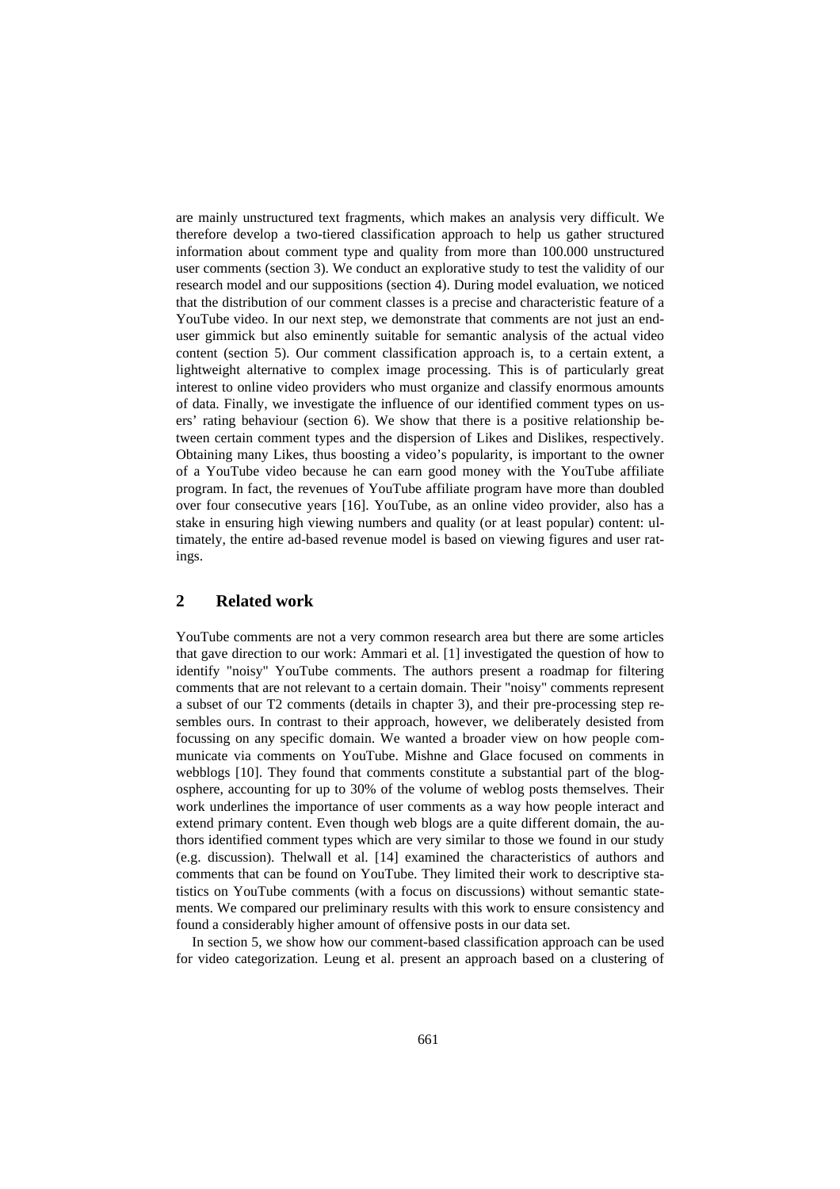are mainly unstructured text fragments, which makes an analysis very difficult. We therefore develop a two-tiered classification approach to help us gather structured information about comment type and quality from more than 100.000 unstructured user comments (section 3). We conduct an explorative study to test the validity of our research model and our suppositions (section 4). During model evaluation, we noticed that the distribution of our comment classes is a precise and characteristic feature of a YouTube video. In our next step, we demonstrate that comments are not just an end-user gimmick but also eminently suitable for semantic analysis of the actual video content (section 5). Our comment classification approach is, to a certain extent, a lightweight alternative to complex image processing. This is of particularly great interest to online video providers who must organize and classify enormous amounts of data. Finally, we investigate the influence of our identified comment types on users' rating behaviour (section 6). We show that there is a positive relationship between certain comment types and the dispersion of Likes and Dislikes, respectively. Obtaining many Likes, thus boosting a video's popularity, is important to the owner of a YouTube video because he can earn good money with the YouTube affiliate program. In fact, the revenues of YouTube affiliate program have more than doubled over four consecutive years [16]. YouTube, as an online video provider, also has a stake in ensuring high viewing numbers and quality (or at least popular) content: ultimately, the entire ad-based revenue model is based on viewing figures and user ratings.

## 2 Related work

YouTube comments are not a very common research area but there are some articles that gave direction to our work: Ammari et al. [1] investigated the question of how to identify "noisy" YouTube comments. The authors present a roadmap for filtering comments that are not relevant to a certain domain. Their "noisy" comments represent a subset of our T2 comments (details in chapter 3), and their pre-processing step resembles ours. In contrast to their approach, however, we deliberately desisted from focussing on any specific domain. We wanted a broader view on how people communicate via comments on YouTube. Mishne and Glace focused on comments in webblogs [10]. They found that comments constitute a substantial part of the blogosphere, accounting for up to 30% of the volume of weblog posts themselves. Their work underlines the importance of user comments as a way how people interact and extend primary content. Even though web blogs are a quite different domain, the authors identified comment types which are very similar to those we found in our study (e.g. discussion). Thelwall et al. [14] examined the characteristics of authors and comments that can be found on YouTube. They limited their work to descriptive statistics on YouTube comments (with a focus on discussions) without semantic statements. We compared our preliminary results with this work to ensure consistency and found a considerably higher amount of offensive posts in our data set.

In section 5, we show how our comment-based classification approach can be used for video categorization. Leung et al. present an approach based on a clustering of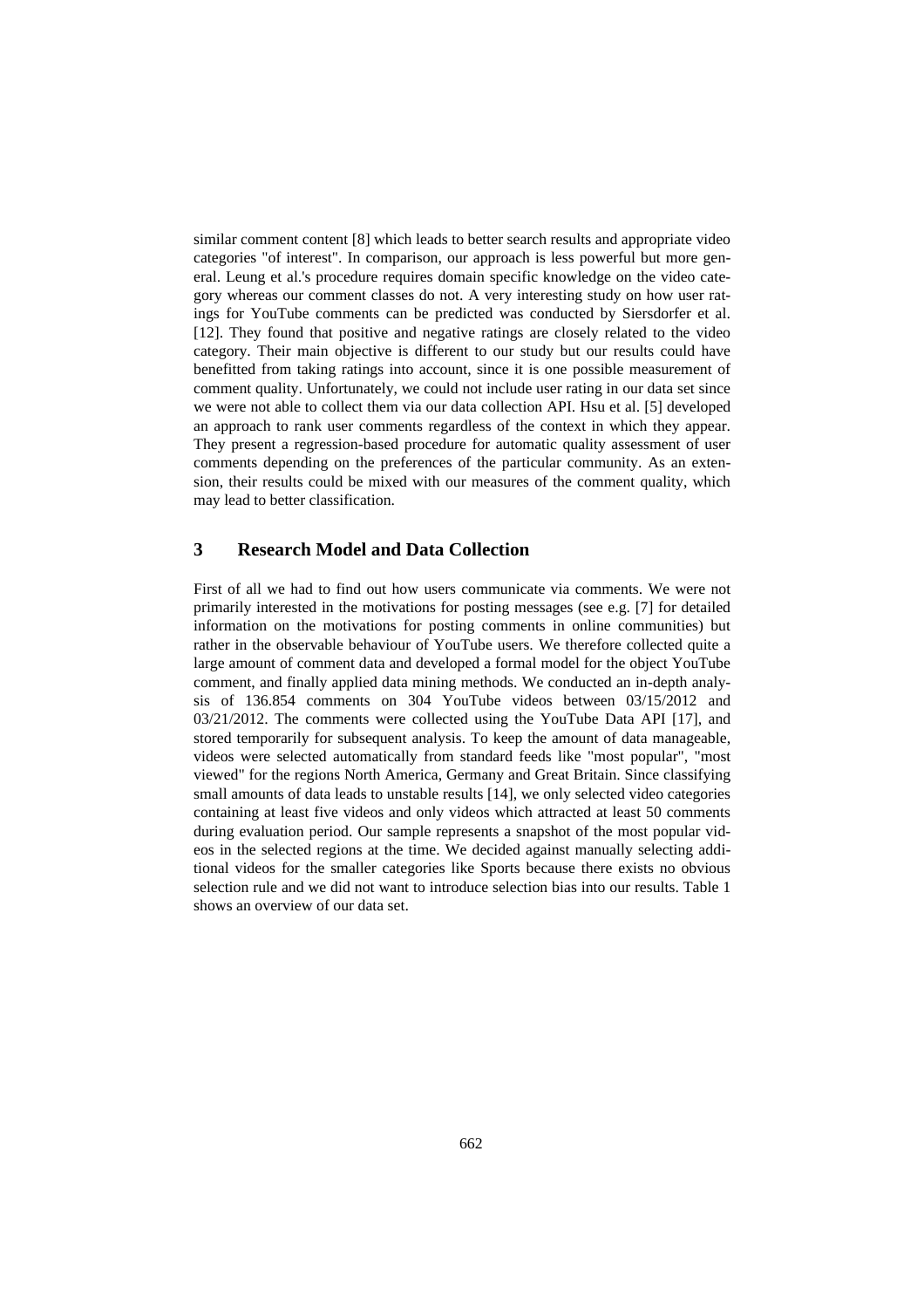similar comment content [8] which leads to better search results and appropriate video categories "of interest". In comparison, our approach is less powerful but more general. Leung et al.'s procedure requires domain specific knowledge on the video category whereas our comment classes do not. A very interesting study on how user ratings for YouTube comments can be predicted was conducted by Siersdorfer et al. [12]. They found that positive and negative ratings are closely related to the video category. Their main objective is different to our study but our results could have benefitted from taking ratings into account, since it is one possible measurement of comment quality. Unfortunately, we could not include user rating in our data set since we were not able to collect them via our data collection API. Hsu et al. [5] developed an approach to rank user comments regardless of the context in which they appear. They present a regression-based procedure for automatic quality assessment of user comments depending on the preferences of the particular community. As an extension, their results could be mixed with our measures of the comment quality, which may lead to better classification.

## 3 Research Model and Data Collection

First of all we had to find out how users communicate via comments. We were not primarily interested in the motivations for posting messages (see e.g. [7] for detailed information on the motivations for posting comments in online communities) but rather in the observable behaviour of YouTube users. We therefore collected quite a large amount of comment data and developed a formal model for the object YouTube comment, and finally applied data mining methods. We conducted an in-depth analysis of 136.854 comments on 304 YouTube videos between 03/15/2012 and 03/21/2012. The comments were collected using the YouTube Data API [17], and stored temporarily for subsequent analysis. To keep the amount of data manageable, videos were selected automatically from standard feeds like "most popular", "most viewed" for the regions North America, Germany and Great Britain. Since classifying small amounts of data leads to unstable results [14], we only selected video categories containing at least five videos and only videos which attracted at least 50 comments during evaluation period. Our sample represents a snapshot of the most popular videos in the selected regions at the time. We decided against manually selecting additional videos for the smaller categories like Sports because there exists no obvious selection rule and we did not want to introduce selection bias into our results. Table 1 shows an overview of our data set.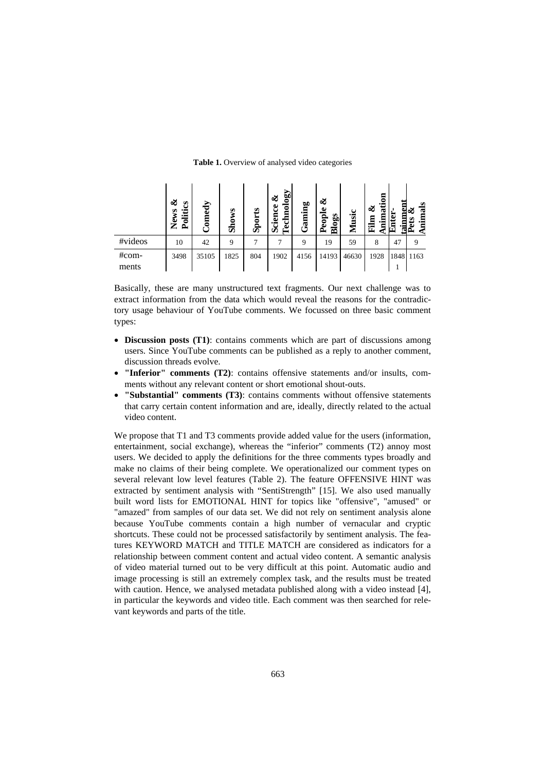**Table 1.** Overview of analysed video categories

| | News & Politics | Comedy | Shows | Sports | Science & Technology | Gaming | People & Blogs | Music | Film & Animation | Enter-tainment | Pets & Animals |
|---|---|---|---|---|---|---|---|---|---|---|---|
| #videos | 10 | 42 | 9 | 7 | 7 | 9 | 19 | 59 | 8 | 47 | 9 |
| #com-ments | 3498 | 35105 | 1825 | 804 | 1902 | 4156 | 14193 | 46630 | 1928 | 18481 | 1163 |

Basically, these are many unstructured text fragments. Our next challenge was to extract information from the data which would reveal the reasons for the contradictory usage behaviour of YouTube comments. We focussed on three basic comment types:

- **Discussion posts (T1)**: contains comments which are part of discussions among users. Since YouTube comments can be published as a reply to another comment, discussion threads evolve.
- **"Inferior" comments (T2)**: contains offensive statements and/or insults, comments without any relevant content or short emotional shout-outs.
- **"Substantial" comments (T3)**: contains comments without offensive statements that carry certain content information and are, ideally, directly related to the actual video content.

We propose that T1 and T3 comments provide added value for the users (information, entertainment, social exchange), whereas the "inferior" comments (T2) annoy most users. We decided to apply the definitions for the three comments types broadly and make no claims of their being complete. We operationalized our comment types on several relevant low level features (Table 2). The feature OFFENSIVE HINT was extracted by sentiment analysis with "SentiStrength" [15]. We also used manually built word lists for EMOTIONAL HINT for topics like "offensive", "amused" or "amazed" from samples of our data set. We did not rely on sentiment analysis alone because YouTube comments contain a high number of vernacular and cryptic shortcuts. These could not be processed satisfactorily by sentiment analysis. The features KEYWORD MATCH and TITLE MATCH are considered as indicators for a relationship between comment content and actual video content. A semantic analysis of video material turned out to be very difficult at this point. Automatic audio and image processing is still an extremely complex task, and the results must be treated with caution. Hence, we analysed metadata published along with a video instead [4], in particular the keywords and video title. Each comment was then searched for relevant keywords and parts of the title.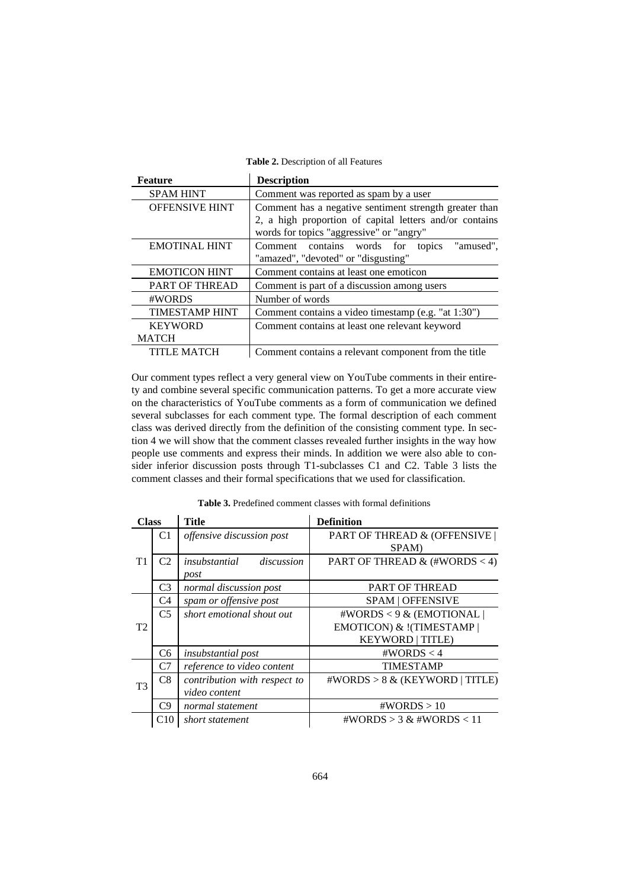**Table 2.** Description of all Features

| Feature | Description |
|---|---|
| SPAM HINT | Comment was reported as spam by a user |
| OFFENSIVE HINT | Comment has a negative sentiment strength greater than 2, a high proportion of capital letters and/or contains words for topics "aggressive" or "angry" |
| EMOTINAL HINT | Comment contains words for topics "amused", "amazed", "devoted" or "disgusting" |
| EMOTICON HINT | Comment contains at least one emoticon |
| PART OF THREAD | Comment is part of a discussion among users |
| #WORDS | Number of words |
| TIMESTAMP HINT | Comment contains a video timestamp (e.g. "at 1:30") |
| KEYWORD MATCH | Comment contains at least one relevant keyword |
| TITLE MATCH | Comment contains a relevant component from the title |

Our comment types reflect a very general view on YouTube comments in their entirety and combine several specific communication patterns. To get a more accurate view on the characteristics of YouTube comments as a form of communication we defined several subclasses for each comment type. The formal description of each comment class was derived directly from the definition of the consisting comment type. In section 4 we will show that the comment classes revealed further insights in the way how people use comments and express their minds. In addition we were also able to consider inferior discussion posts through T1-subclasses C1 and C2. Table 3 lists the comment classes and their formal specifications that we used for classification.

**Table 3.** Predefined comment classes with formal definitions

| Class | | Title | Definition |
|---|---|---|---|
| T1 | C1 | *offensive discussion post* | PART OF THREAD & (OFFENSIVE \| SPAM) |
| | C2 | *insubstantial discussion post* | PART OF THREAD & (#WORDS < 4) |
| | C3 | *normal discussion post* | PART OF THREAD |
| T2 | C4 | *spam or offensive post* | SPAM \| OFFENSIVE |
| | C5 | *short emotional shout out* | #WORDS < 9 & (EMOTIONAL \| EMOTICON) & !(TIMESTAMP \| KEYWORD \| TITLE) |
| | C6 | *insubstantial post* | #WORDS < 4 |
| T3 | C7 | *reference to video content* | TIMESTAMP |
| | C8 | *contribution with respect to video content* | #WORDS > 8 & (KEYWORD \| TITLE) |
| | C9 | *normal statement* | #WORDS > 10 |
| | C10 | *short statement* | #WORDS > 3 & #WORDS < 11 |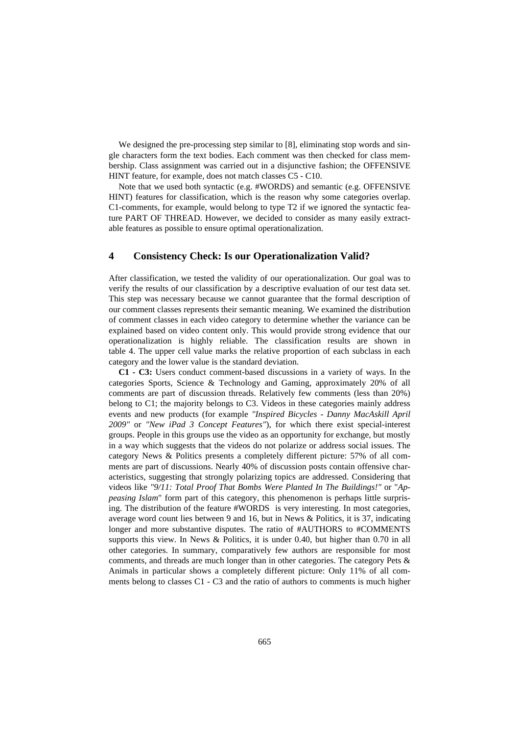We designed the pre-processing step similar to [8], eliminating stop words and single characters form the text bodies. Each comment was then checked for class membership. Class assignment was carried out in a disjunctive fashion; the OFFENSIVE HINT feature, for example, does not match classes C5 - C10.

Note that we used both syntactic (e.g. #WORDS) and semantic (e.g. OFFENSIVE HINT) features for classification, which is the reason why some categories overlap. C1-comments, for example, would belong to type T2 if we ignored the syntactic feature PART OF THREAD. However, we decided to consider as many easily extractable features as possible to ensure optimal operationalization.

## 4 Consistency Check: Is our Operationalization Valid?

After classification, we tested the validity of our operationalization. Our goal was to verify the results of our classification by a descriptive evaluation of our test data set. This step was necessary because we cannot guarantee that the formal description of our comment classes represents their semantic meaning. We examined the distribution of comment classes in each video category to determine whether the variance can be explained based on video content only. This would provide strong evidence that our operationalization is highly reliable. The classification results are shown in table 4. The upper cell value marks the relative proportion of each subclass in each category and the lower value is the standard deviation.

**C1 - C3:** Users conduct comment-based discussions in a variety of ways. In the categories Sports, Science & Technology and Gaming, approximately 20% of all comments are part of discussion threads. Relatively few comments (less than 20%) belong to C1; the majority belongs to C3. Videos in these categories mainly address events and new products (for example *"Inspired Bicycles - Danny MacAskill April 2009"* or *"New iPad 3 Concept Features"*), for which there exist special-interest groups. People in this groups use the video as an opportunity for exchange, but mostly in a way which suggests that the videos do not polarize or address social issues. The category News & Politics presents a completely different picture: 57% of all comments are part of discussions. Nearly 40% of discussion posts contain offensive characteristics, suggesting that strongly polarizing topics are addressed. Considering that videos like *"9/11: Total Proof That Bombs Were Planted In The Buildings!"* or "*Appeasing Islam*" form part of this category, this phenomenon is perhaps little surprising. The distribution of the feature #WORDS is very interesting. In most categories, average word count lies between 9 and 16, but in News & Politics, it is 37, indicating longer and more substantive disputes. The ratio of #AUTHORS to #COMMENTS supports this view. In News & Politics, it is under 0.40, but higher than 0.70 in all other categories. In summary, comparatively few authors are responsible for most comments, and threads are much longer than in other categories. The category Pets & Animals in particular shows a completely different picture: Only 11% of all comments belong to classes C1 - C3 and the ratio of authors to comments is much higher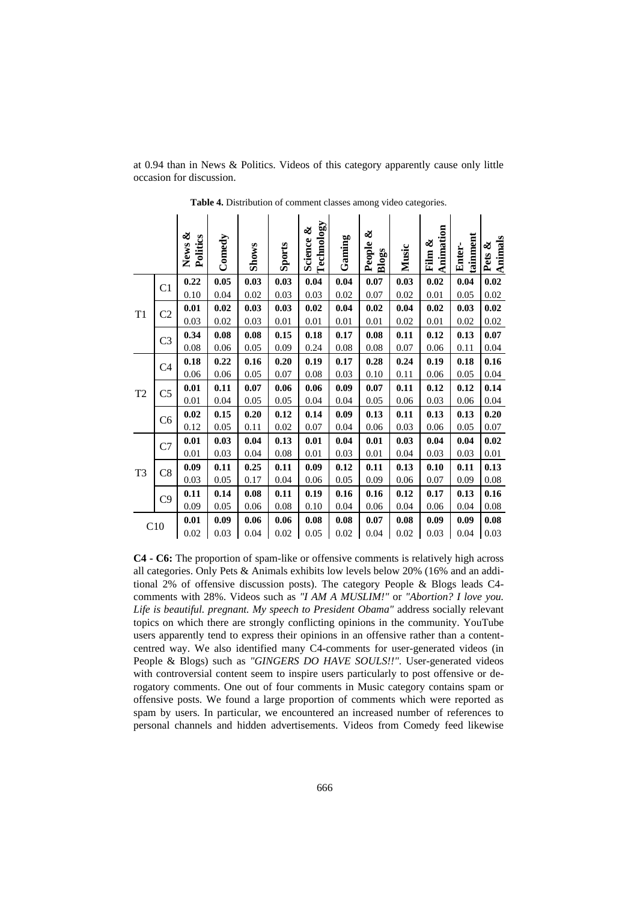at 0.94 than in News & Politics. Videos of this category apparently cause only little occasion for discussion.

**Table 4.** Distribution of comment classes among video categories.

| | | News & Politics | Comedy | Shows | Sports | Science & Technology | Gaming | People & Blogs | Music | Film & Animation | Enter-tainment | Pets & Animals |
|---|---|---|---|---|---|---|---|---|---|---|---|---|
| T1 | C1 | **0.22** | **0.05** | **0.03** | **0.03** | **0.04** | **0.04** | **0.07** | **0.03** | **0.02** | **0.04** | **0.02** |
| | | 0.10 | 0.04 | 0.02 | 0.03 | 0.03 | 0.02 | 0.07 | 0.02 | 0.01 | 0.05 | 0.02 |
| | C2 | **0.01** | **0.02** | **0.03** | **0.03** | **0.02** | **0.04** | **0.02** | **0.04** | **0.02** | **0.03** | **0.02** |
| | | 0.03 | 0.02 | 0.03 | 0.01 | 0.01 | 0.01 | 0.01 | 0.02 | 0.01 | 0.02 | 0.02 |
| | C3 | **0.34** | **0.08** | **0.08** | **0.15** | **0.18** | **0.17** | **0.08** | **0.11** | **0.12** | **0.13** | **0.07** |
| | | 0.08 | 0.06 | 0.05 | 0.09 | 0.24 | 0.08 | 0.08 | 0.07 | 0.06 | 0.11 | 0.04 |
| T2 | C4 | **0.18** | **0.22** | **0.16** | **0.20** | **0.19** | **0.17** | **0.28** | **0.24** | **0.19** | **0.18** | **0.16** |
| | | 0.06 | 0.06 | 0.05 | 0.07 | 0.08 | 0.03 | 0.10 | 0.11 | 0.06 | 0.05 | 0.04 |
| | C5 | **0.01** | **0.11** | **0.07** | **0.06** | **0.06** | **0.09** | **0.07** | **0.11** | **0.12** | **0.12** | **0.14** |
| | | 0.01 | 0.04 | 0.05 | 0.05 | 0.04 | 0.04 | 0.05 | 0.06 | 0.03 | 0.06 | 0.04 |
| | C6 | **0.02** | **0.15** | **0.20** | **0.12** | **0.14** | **0.09** | **0.13** | **0.11** | **0.13** | **0.13** | **0.20** |
| | | 0.12 | 0.05 | 0.11 | 0.02 | 0.07 | 0.04 | 0.06 | 0.03 | 0.06 | 0.05 | 0.07 |
| T3 | C7 | **0.01** | **0.03** | **0.04** | **0.13** | **0.01** | **0.04** | **0.01** | **0.03** | **0.04** | **0.04** | **0.02** |
| | | 0.01 | 0.03 | 0.04 | 0.08 | 0.01 | 0.03 | 0.01 | 0.04 | 0.03 | 0.03 | 0.01 |
| | C8 | **0.09** | **0.11** | **0.25** | **0.11** | **0.09** | **0.12** | **0.11** | **0.13** | **0.10** | **0.11** | **0.13** |
| | | 0.03 | 0.05 | 0.17 | 0.04 | 0.06 | 0.05 | 0.09 | 0.06 | 0.07 | 0.09 | 0.08 |
| | C9 | **0.11** | **0.14** | **0.08** | **0.11** | **0.19** | **0.16** | **0.16** | **0.12** | **0.17** | **0.13** | **0.16** |
| | | 0.09 | 0.05 | 0.06 | 0.08 | 0.10 | 0.04 | 0.06 | 0.04 | 0.06 | 0.04 | 0.08 |
| C10 | | **0.01** | **0.09** | **0.06** | **0.06** | **0.08** | **0.08** | **0.07** | **0.08** | **0.09** | **0.09** | **0.08** |
| | | 0.02 | 0.03 | 0.04 | 0.02 | 0.05 | 0.02 | 0.04 | 0.02 | 0.03 | 0.04 | 0.03 |

**C4 - C6:** The proportion of spam-like or offensive comments is relatively high across all categories. Only Pets & Animals exhibits low levels below 20% (16% and an additional 2% of offensive discussion posts). The category People & Blogs leads C4-comments with 28%. Videos such as *"I AM A MUSLIM!"* or *"Abortion? I love you. Life is beautiful. pregnant. My speech to President Obama"* address socially relevant topics on which there are strongly conflicting opinions in the community. YouTube users apparently tend to express their opinions in an offensive rather than a content-centred way. We also identified many C4-comments for user-generated videos (in People & Blogs) such as *"GINGERS DO HAVE SOULS!!"*. User-generated videos with controversial content seem to inspire users particularly to post offensive or derogatory comments. One out of four comments in Music category contains spam or offensive posts. We found a large proportion of comments which were reported as spam by users. In particular, we encountered an increased number of references to personal channels and hidden advertisements. Videos from Comedy feed likewise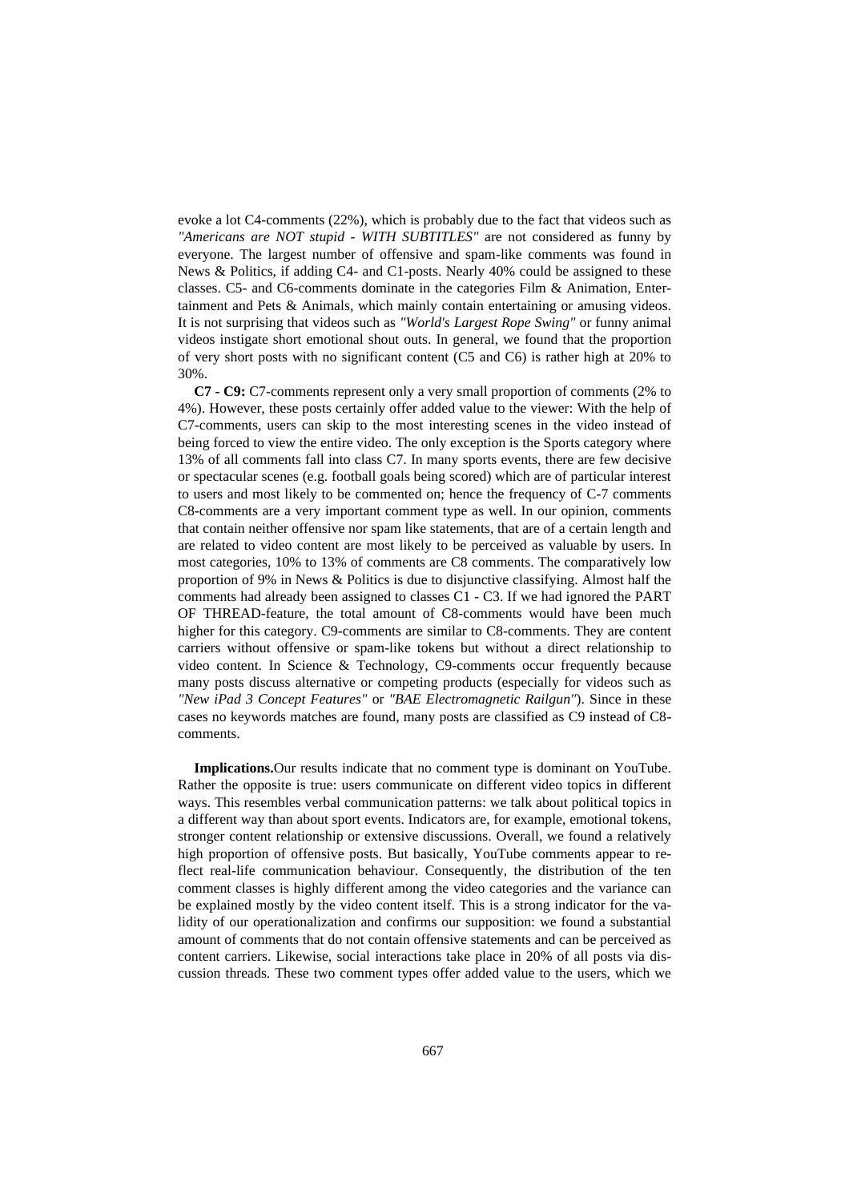evoke a lot C4-comments (22%), which is probably due to the fact that videos such as *"Americans are NOT stupid - WITH SUBTITLES"* are not considered as funny by everyone. The largest number of offensive and spam-like comments was found in News & Politics, if adding C4- and C1-posts. Nearly 40% could be assigned to these classes. C5- and C6-comments dominate in the categories Film & Animation, Entertainment and Pets & Animals, which mainly contain entertaining or amusing videos. It is not surprising that videos such as *"World's Largest Rope Swing"* or funny animal videos instigate short emotional shout outs. In general, we found that the proportion of very short posts with no significant content (C5 and C6) is rather high at 20% to 30%.

**C7 - C9:** C7-comments represent only a very small proportion of comments (2% to 4%). However, these posts certainly offer added value to the viewer: With the help of C7-comments, users can skip to the most interesting scenes in the video instead of being forced to view the entire video. The only exception is the Sports category where 13% of all comments fall into class C7. In many sports events, there are few decisive or spectacular scenes (e.g. football goals being scored) which are of particular interest to users and most likely to be commented on; hence the frequency of C-7 comments C8-comments are a very important comment type as well. In our opinion, comments that contain neither offensive nor spam like statements, that are of a certain length and are related to video content are most likely to be perceived as valuable by users. In most categories, 10% to 13% of comments are C8 comments. The comparatively low proportion of 9% in News & Politics is due to disjunctive classifying. Almost half the comments had already been assigned to classes C1 - C3. If we had ignored the PART OF THREAD-feature, the total amount of C8-comments would have been much higher for this category. C9-comments are similar to C8-comments. They are content carriers without offensive or spam-like tokens but without a direct relationship to video content. In Science & Technology, C9-comments occur frequently because many posts discuss alternative or competing products (especially for videos such as *"New iPad 3 Concept Features"* or *"BAE Electromagnetic Railgun"*). Since in these cases no keywords matches are found, many posts are classified as C9 instead of C8-comments.

**Implications.**Our results indicate that no comment type is dominant on YouTube. Rather the opposite is true: users communicate on different video topics in different ways. This resembles verbal communication patterns: we talk about political topics in a different way than about sport events. Indicators are, for example, emotional tokens, stronger content relationship or extensive discussions. Overall, we found a relatively high proportion of offensive posts. But basically, YouTube comments appear to reflect real-life communication behaviour. Consequently, the distribution of the ten comment classes is highly different among the video categories and the variance can be explained mostly by the video content itself. This is a strong indicator for the validity of our operationalization and confirms our supposition: we found a substantial amount of comments that do not contain offensive statements and can be perceived as content carriers. Likewise, social interactions take place in 20% of all posts via discussion threads. These two comment types offer added value to the users, which we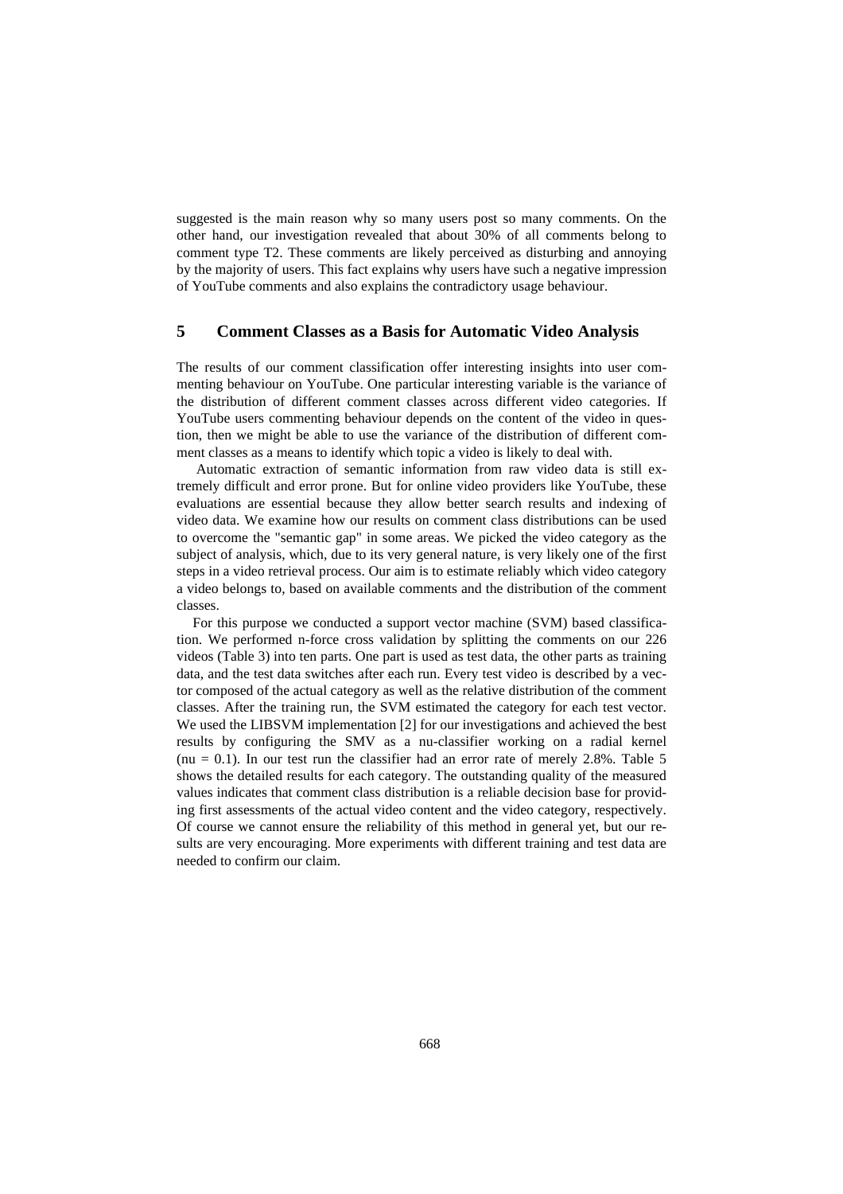suggested is the main reason why so many users post so many comments. On the other hand, our investigation revealed that about 30% of all comments belong to comment type T2. These comments are likely perceived as disturbing and annoying by the majority of users. This fact explains why users have such a negative impression of YouTube comments and also explains the contradictory usage behaviour.

## 5 Comment Classes as a Basis for Automatic Video Analysis

The results of our comment classification offer interesting insights into user commenting behaviour on YouTube. One particular interesting variable is the variance of the distribution of different comment classes across different video categories. If YouTube users commenting behaviour depends on the content of the video in question, then we might be able to use the variance of the distribution of different comment classes as a means to identify which topic a video is likely to deal with.

Automatic extraction of semantic information from raw video data is still extremely difficult and error prone. But for online video providers like YouTube, these evaluations are essential because they allow better search results and indexing of video data. We examine how our results on comment class distributions can be used to overcome the "semantic gap" in some areas. We picked the video category as the subject of analysis, which, due to its very general nature, is very likely one of the first steps in a video retrieval process. Our aim is to estimate reliably which video category a video belongs to, based on available comments and the distribution of the comment classes.

For this purpose we conducted a support vector machine (SVM) based classification. We performed n-force cross validation by splitting the comments on our 226 videos (Table 3) into ten parts. One part is used as test data, the other parts as training data, and the test data switches after each run. Every test video is described by a vector composed of the actual category as well as the relative distribution of the comment classes. After the training run, the SVM estimated the category for each test vector. We used the LIBSVM implementation [2] for our investigations and achieved the best results by configuring the SMV as a nu-classifier working on a radial kernel (nu = 0.1). In our test run the classifier had an error rate of merely 2.8%. Table 5 shows the detailed results for each category. The outstanding quality of the measured values indicates that comment class distribution is a reliable decision base for providing first assessments of the actual video content and the video category, respectively. Of course we cannot ensure the reliability of this method in general yet, but our results are very encouraging. More experiments with different training and test data are needed to confirm our claim.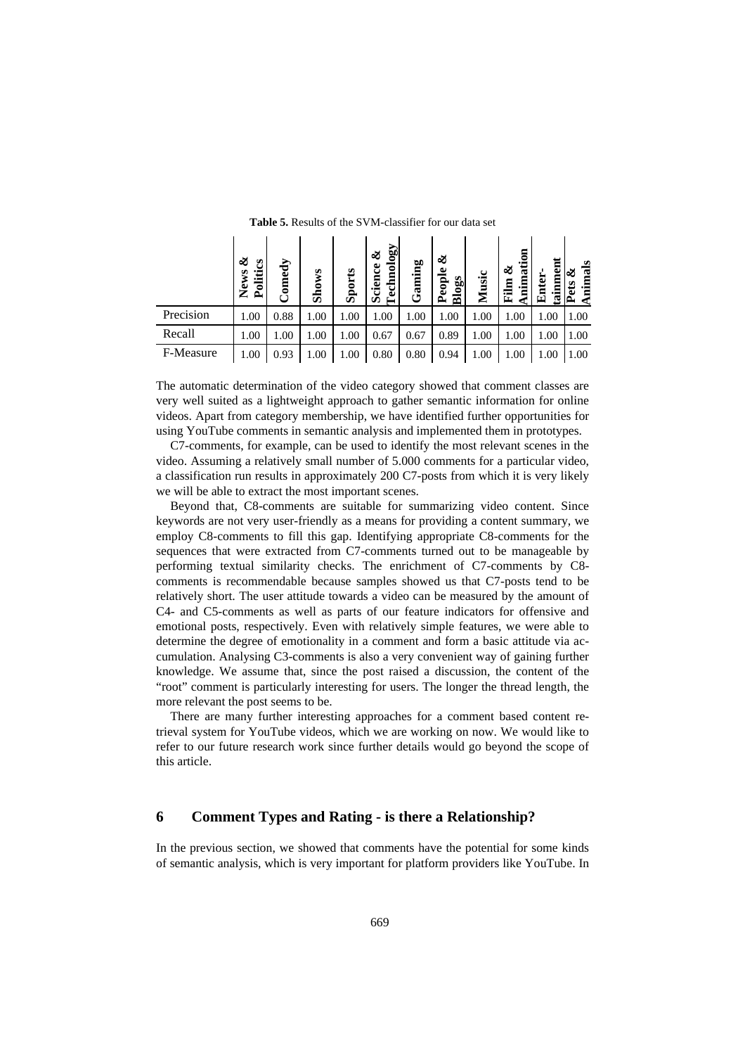**Table 5.** Results of the SVM-classifier for our data set

| | News & Politics | Comedy | Shows | Sports | Science & Technology | Gaming | People & Blogs | Music | Film & Animation | Enter-tainment | Pets & Animals |
|---|---|---|---|---|---|---|---|---|---|---|---|
| Precision | 1.00 | 0.88 | 1.00 | 1.00 | 1.00 | 1.00 | 1.00 | 1.00 | 1.00 | 1.00 | 1.00 |
| Recall | 1.00 | 1.00 | 1.00 | 1.00 | 0.67 | 0.67 | 0.89 | 1.00 | 1.00 | 1.00 | 1.00 |
| F-Measure | 1.00 | 0.93 | 1.00 | 1.00 | 0.80 | 0.80 | 0.94 | 1.00 | 1.00 | 1.00 | 1.00 |

The automatic determination of the video category showed that comment classes are very well suited as a lightweight approach to gather semantic information for online videos. Apart from category membership, we have identified further opportunities for using YouTube comments in semantic analysis and implemented them in prototypes.

C7-comments, for example, can be used to identify the most relevant scenes in the video. Assuming a relatively small number of 5.000 comments for a particular video, a classification run results in approximately 200 C7-posts from which it is very likely we will be able to extract the most important scenes.

Beyond that, C8-comments are suitable for summarizing video content. Since keywords are not very user-friendly as a means for providing a content summary, we employ C8-comments to fill this gap. Identifying appropriate C8-comments for the sequences that were extracted from C7-comments turned out to be manageable by performing textual similarity checks. The enrichment of C7-comments by C8-comments is recommendable because samples showed us that C7-posts tend to be relatively short. The user attitude towards a video can be measured by the amount of C4- and C5-comments as well as parts of our feature indicators for offensive and emotional posts, respectively. Even with relatively simple features, we were able to determine the degree of emotionality in a comment and form a basic attitude via accumulation. Analysing C3-comments is also a very convenient way of gaining further knowledge. We assume that, since the post raised a discussion, the content of the "root" comment is particularly interesting for users. The longer the thread length, the more relevant the post seems to be.

There are many further interesting approaches for a comment based content retrieval system for YouTube videos, which we are working on now. We would like to refer to our future research work since further details would go beyond the scope of this article.

## 6 Comment Types and Rating - is there a Relationship?

In the previous section, we showed that comments have the potential for some kinds of semantic analysis, which is very important for platform providers like YouTube. In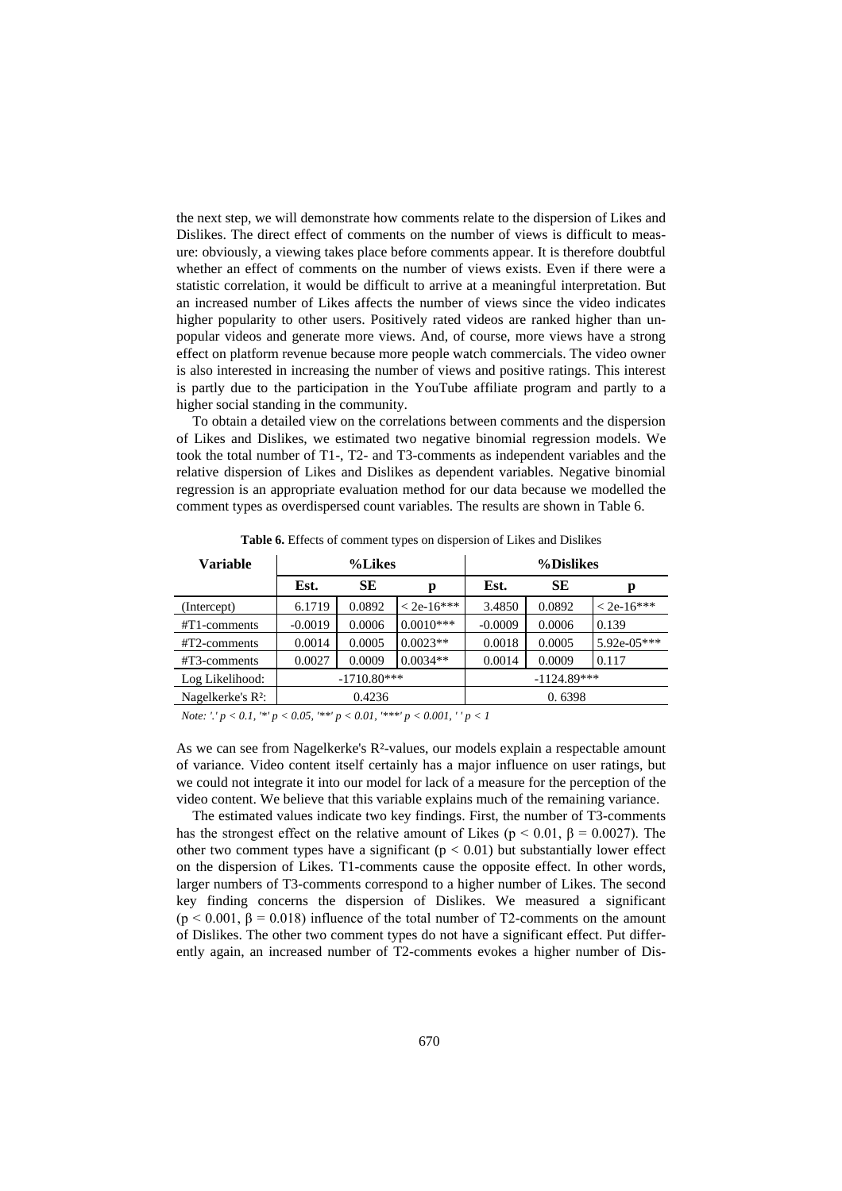the next step, we will demonstrate how comments relate to the dispersion of Likes and Dislikes. The direct effect of comments on the number of views is difficult to measure: obviously, a viewing takes place before comments appear. It is therefore doubtful whether an effect of comments on the number of views exists. Even if there were a statistic correlation, it would be difficult to arrive at a meaningful interpretation. But an increased number of Likes affects the number of views since the video indicates higher popularity to other users. Positively rated videos are ranked higher than unpopular videos and generate more views. And, of course, more views have a strong effect on platform revenue because more people watch commercials. The video owner is also interested in increasing the number of views and positive ratings. This interest is partly due to the participation in the YouTube affiliate program and partly to a higher social standing in the community.

To obtain a detailed view on the correlations between comments and the dispersion of Likes and Dislikes, we estimated two negative binomial regression models. We took the total number of T1-, T2- and T3-comments as independent variables and the relative dispersion of Likes and Dislikes as dependent variables. Negative binomial regression is an appropriate evaluation method for our data because we modelled the comment types as overdispersed count variables. The results are shown in Table 6.

**Table 6.** Effects of comment types on dispersion of Likes and Dislikes

| Variable | %Likes | | | %Dislikes | | |
|---|---|---|---|---|---|---|
| | Est. | SE | p | Est. | SE | p |
| (Intercept) | 6.1719 | 0.0892 | < 2e-16*** | 3.4850 | 0.0892 | < 2e-16*** |
| #T1-comments | -0.0019 | 0.0006 | 0.0010*** | -0.0009 | 0.0006 | 0.139 |
| #T2-comments | 0.0014 | 0.0005 | 0.0023** | 0.0018 | 0.0005 | 5.92e-05*** |
| #T3-comments | 0.0027 | 0.0009 | 0.0034** | 0.0014 | 0.0009 | 0.117 |
| Log Likelihood: | -1710.80*** | | | -1124.89*** | | |
| Nagelkerke's $R^2$: | 0.4236 | | | 0. 6398 | | |

*Note: '.' $p < 0.1$, '\*' $p < 0.05$, '\*\*' $p < 0.01$, '\*\*\*' $p < 0.001$, ' ' $p < 1$*

As we can see from Nagelkerke's $R^2$-values, our models explain a respectable amount of variance. Video content itself certainly has a major influence on user ratings, but we could not integrate it into our model for lack of a measure for the perception of the video content. We believe that this variable explains much of the remaining variance.

The estimated values indicate two key findings. First, the number of T3-comments has the strongest effect on the relative amount of Likes ($p < 0.01$, $\beta = 0.0027$). The other two comment types have a significant ($p < 0.01$) but substantially lower effect on the dispersion of Likes. T1-comments cause the opposite effect. In other words, larger numbers of T3-comments correspond to a higher number of Likes. The second key finding concerns the dispersion of Dislikes. We measured a significant ($p < 0.001$, $\beta = 0.018$) influence of the total number of T2-comments on the amount of Dislikes. The other two comment types do not have a significant effect. Put differently again, an increased number of T2-comments evokes a higher number of Dis-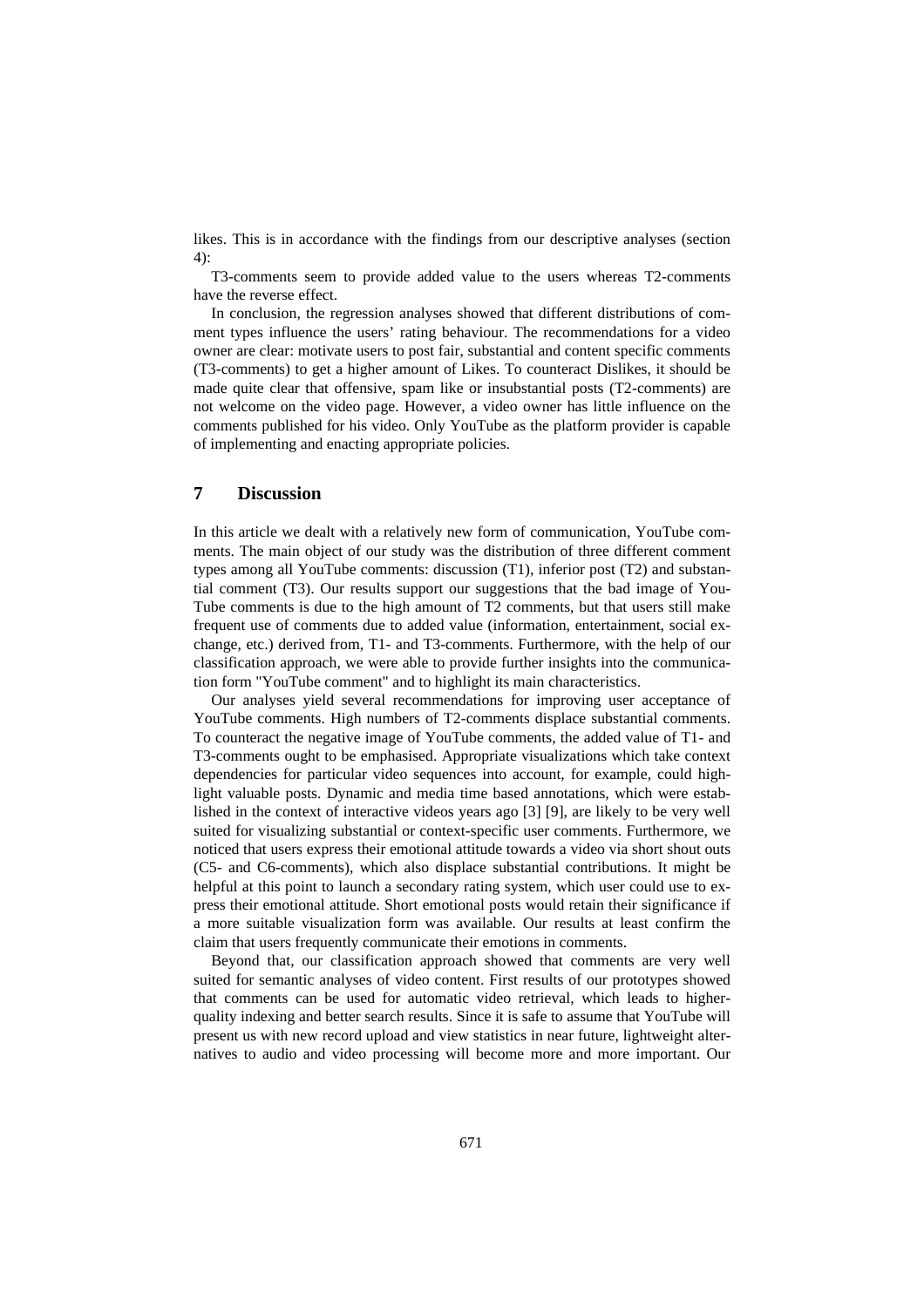likes. This is in accordance with the findings from our descriptive analyses (section 4):

T3-comments seem to provide added value to the users whereas T2-comments have the reverse effect.

In conclusion, the regression analyses showed that different distributions of comment types influence the users' rating behaviour. The recommendations for a video owner are clear: motivate users to post fair, substantial and content specific comments (T3-comments) to get a higher amount of Likes. To counteract Dislikes, it should be made quite clear that offensive, spam like or insubstantial posts (T2-comments) are not welcome on the video page. However, a video owner has little influence on the comments published for his video. Only YouTube as the platform provider is capable of implementing and enacting appropriate policies.

## 7 Discussion

In this article we dealt with a relatively new form of communication, YouTube comments. The main object of our study was the distribution of three different comment types among all YouTube comments: discussion (T1), inferior post (T2) and substantial comment (T3). Our results support our suggestions that the bad image of YouTube comments is due to the high amount of T2 comments, but that users still make frequent use of comments due to added value (information, entertainment, social exchange, etc.) derived from, T1- and T3-comments. Furthermore, with the help of our classification approach, we were able to provide further insights into the communication form "YouTube comment" and to highlight its main characteristics.

Our analyses yield several recommendations for improving user acceptance of YouTube comments. High numbers of T2-comments displace substantial comments. To counteract the negative image of YouTube comments, the added value of T1- and T3-comments ought to be emphasised. Appropriate visualizations which take context dependencies for particular video sequences into account, for example, could highlight valuable posts. Dynamic and media time based annotations, which were established in the context of interactive videos years ago [3] [9], are likely to be very well suited for visualizing substantial or context-specific user comments. Furthermore, we noticed that users express their emotional attitude towards a video via short shout outs (C5- and C6-comments), which also displace substantial contributions. It might be helpful at this point to launch a secondary rating system, which user could use to express their emotional attitude. Short emotional posts would retain their significance if a more suitable visualization form was available. Our results at least confirm the claim that users frequently communicate their emotions in comments.

Beyond that, our classification approach showed that comments are very well suited for semantic analyses of video content. First results of our prototypes showed that comments can be used for automatic video retrieval, which leads to higher-quality indexing and better search results. Since it is safe to assume that YouTube will present us with new record upload and view statistics in near future, lightweight alternatives to audio and video processing will become more and more important. Our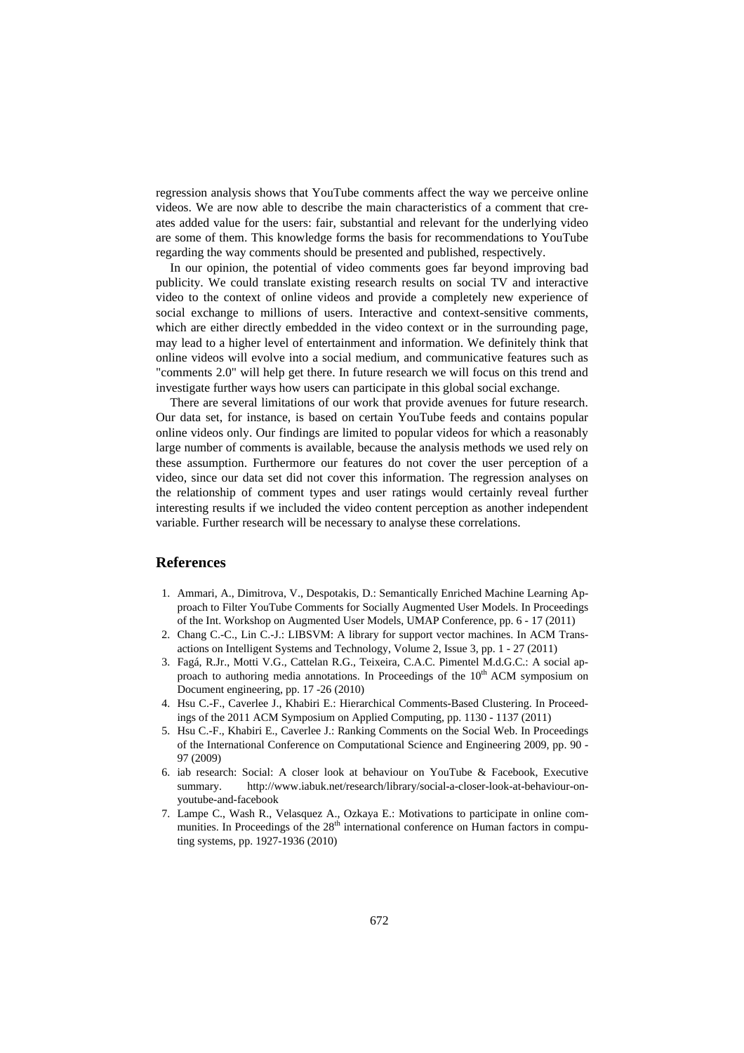regression analysis shows that YouTube comments affect the way we perceive online videos. We are now able to describe the main characteristics of a comment that creates added value for the users: fair, substantial and relevant for the underlying video are some of them. This knowledge forms the basis for recommendations to YouTube regarding the way comments should be presented and published, respectively.

In our opinion, the potential of video comments goes far beyond improving bad publicity. We could translate existing research results on social TV and interactive video to the context of online videos and provide a completely new experience of social exchange to millions of users. Interactive and context-sensitive comments, which are either directly embedded in the video context or in the surrounding page, may lead to a higher level of entertainment and information. We definitely think that online videos will evolve into a social medium, and communicative features such as "comments 2.0" will help get there. In future research we will focus on this trend and investigate further ways how users can participate in this global social exchange.

There are several limitations of our work that provide avenues for future research. Our data set, for instance, is based on certain YouTube feeds and contains popular online videos only. Our findings are limited to popular videos for which a reasonably large number of comments is available, because the analysis methods we used rely on these assumption. Furthermore our features do not cover the user perception of a video, since our data set did not cover this information. The regression analyses on the relationship of comment types and user ratings would certainly reveal further interesting results if we included the video content perception as another independent variable. Further research will be necessary to analyse these correlations.

## References

1. Ammari, A., Dimitrova, V., Despotakis, D.: Semantically Enriched Machine Learning Approach to Filter YouTube Comments for Socially Augmented User Models. In Proceedings of the Int. Workshop on Augmented User Models, UMAP Conference, pp. 6 - 17 (2011)
2. Chang C.-C., Lin C.-J.: LIBSVM: A library for support vector machines. In ACM Transactions on Intelligent Systems and Technology, Volume 2, Issue 3, pp. 1 - 27 (2011)
3. Fagá, R.Jr., Motti V.G., Cattelan R.G., Teixeira, C.A.C. Pimentel M.d.G.C.: A social approach to authoring media annotations. In Proceedings of the 10th ACM symposium on Document engineering, pp. 17 -26 (2010)
4. Hsu C.-F., Caverlee J., Khabiri E.: Hierarchical Comments-Based Clustering. In Proceedings of the 2011 ACM Symposium on Applied Computing, pp. 1130 - 1137 (2011)
5. Hsu C.-F., Khabiri E., Caverlee J.: Ranking Comments on the Social Web. In Proceedings of the International Conference on Computational Science and Engineering 2009, pp. 90 - 97 (2009)
6. iab research: Social: A closer look at behaviour on YouTube & Facebook, Executive summary. http://www.iabuk.net/research/library/social-a-closer-look-at-behaviour-on-youtube-and-facebook
7. Lampe C., Wash R., Velasquez A., Ozkaya E.: Motivations to participate in online communities. In Proceedings of the 28th international conference on Human factors in computing systems, pp. 1927-1936 (2010)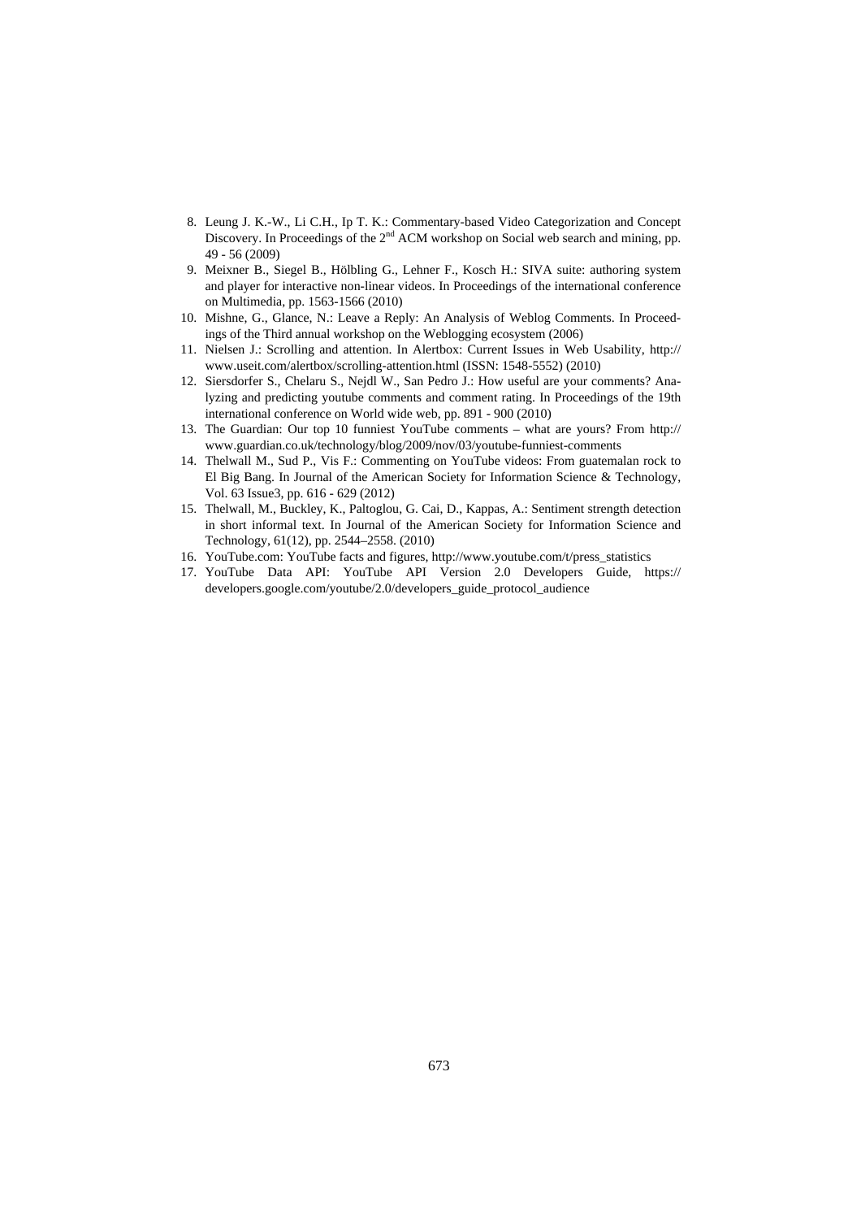8. Leung J. K.-W., Li C.H., Ip T. K.: Commentary-based Video Categorization and Concept Discovery. In Proceedings of the 2nd ACM workshop on Social web search and mining, pp. 49 - 56 (2009)
9. Meixner B., Siegel B., Hölbling G., Lehner F., Kosch H.: SIVA suite: authoring system and player for interactive non-linear videos. In Proceedings of the international conference on Multimedia, pp. 1563-1566 (2010)
10. Mishne, G., Glance, N.: Leave a Reply: An Analysis of Weblog Comments. In Proceedings of the Third annual workshop on the Weblogging ecosystem (2006)
11. Nielsen J.: Scrolling and attention. In Alertbox: Current Issues in Web Usability, http://www.useit.com/alertbox/scrolling-attention.html (ISSN: 1548-5552) (2010)
12. Siersdorfer S., Chelaru S., Nejdl W., San Pedro J.: How useful are your comments? Analyzing and predicting youtube comments and comment rating. In Proceedings of the 19th international conference on World wide web, pp. 891 - 900 (2010)
13. The Guardian: Our top 10 funniest YouTube comments – what are yours? From http://www.guardian.co.uk/technology/blog/2009/nov/03/youtube-funniest-comments
14. Thelwall M., Sud P., Vis F.: Commenting on YouTube videos: From guatemalan rock to El Big Bang. In Journal of the American Society for Information Science & Technology, Vol. 63 Issue3, pp. 616 - 629 (2012)
15. Thelwall, M., Buckley, K., Paltoglou, G. Cai, D., Kappas, A.: Sentiment strength detection in short informal text. In Journal of the American Society for Information Science and Technology, 61(12), pp. 2544–2558. (2010)
16. YouTube.com: YouTube facts and figures, http://www.youtube.com/t/press_statistics
17. YouTube Data API: YouTube API Version 2.0 Developers Guide, https://developers.google.com/youtube/2.0/developers_guide_protocol_audience